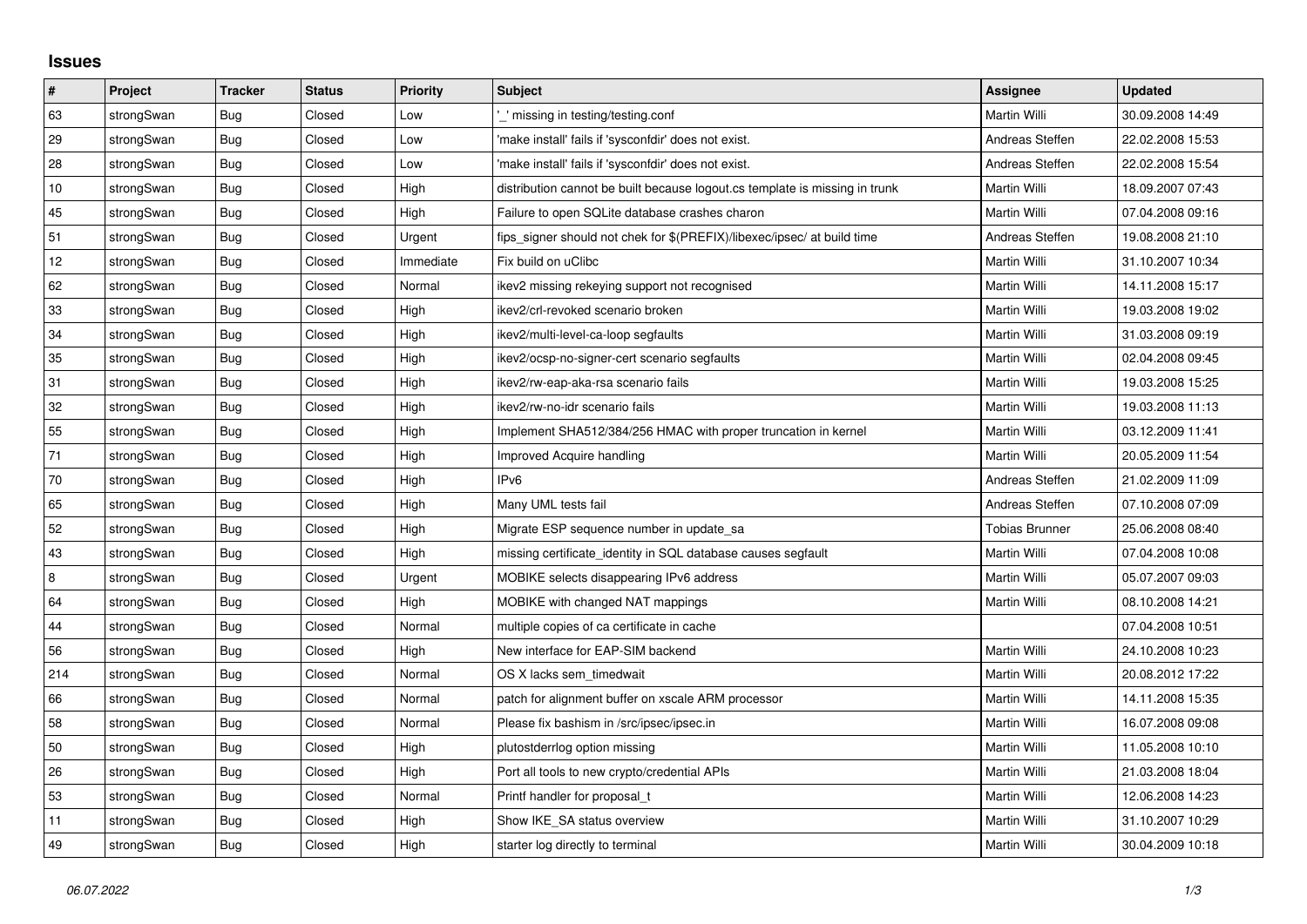## Issues

| # | Project | Tracker | Status | Priority | Subject | Assignee | Updated |
|---|---|---|---|---|---|---|---|
| 63 | strongSwan | Bug | Closed | Low | '_' missing in testing/testing.conf | Martin Willi | 30.09.2008 14:49 |
| 29 | strongSwan | Bug | Closed | Low | 'make install' fails if 'sysconfdir' does not exist. | Andreas Steffen | 22.02.2008 15:53 |
| 28 | strongSwan | Bug | Closed | Low | 'make install' fails if 'sysconfdir' does not exist. | Andreas Steffen | 22.02.2008 15:54 |
| 10 | strongSwan | Bug | Closed | High | distribution cannot be built because logout.cs template is missing in trunk | Martin Willi | 18.09.2007 07:43 |
| 45 | strongSwan | Bug | Closed | High | Failure to open SQLite database crashes charon | Martin Willi | 07.04.2008 09:16 |
| 51 | strongSwan | Bug | Closed | Urgent | fips_signer should not chek for $(PREFIX)/libexec/ipsec/ at build time | Andreas Steffen | 19.08.2008 21:10 |
| 12 | strongSwan | Bug | Closed | Immediate | Fix build on uClibc | Martin Willi | 31.10.2007 10:34 |
| 62 | strongSwan | Bug | Closed | Normal | ikev2 missing rekeying support not recognised | Martin Willi | 14.11.2008 15:17 |
| 33 | strongSwan | Bug | Closed | High | ikev2/crl-revoked scenario broken | Martin Willi | 19.03.2008 19:02 |
| 34 | strongSwan | Bug | Closed | High | ikev2/multi-level-ca-loop segfaults | Martin Willi | 31.03.2008 09:19 |
| 35 | strongSwan | Bug | Closed | High | ikev2/ocsp-no-signer-cert scenario segfaults | Martin Willi | 02.04.2008 09:45 |
| 31 | strongSwan | Bug | Closed | High | ikev2/rw-eap-aka-rsa scenario fails | Martin Willi | 19.03.2008 15:25 |
| 32 | strongSwan | Bug | Closed | High | ikev2/rw-no-idr scenario fails | Martin Willi | 19.03.2008 11:13 |
| 55 | strongSwan | Bug | Closed | High | Implement SHA512/384/256 HMAC with proper truncation in kernel | Martin Willi | 03.12.2009 11:41 |
| 71 | strongSwan | Bug | Closed | High | Improved Acquire handling | Martin Willi | 20.05.2009 11:54 |
| 70 | strongSwan | Bug | Closed | High | IPv6 | Andreas Steffen | 21.02.2009 11:09 |
| 65 | strongSwan | Bug | Closed | High | Many UML tests fail | Andreas Steffen | 07.10.2008 07:09 |
| 52 | strongSwan | Bug | Closed | High | Migrate ESP sequence number in update_sa | Tobias Brunner | 25.06.2008 08:40 |
| 43 | strongSwan | Bug | Closed | High | missing certificate_identity in SQL database causes segfault | Martin Willi | 07.04.2008 10:08 |
| 8 | strongSwan | Bug | Closed | Urgent | MOBIKE selects disappearing IPv6 address | Martin Willi | 05.07.2007 09:03 |
| 64 | strongSwan | Bug | Closed | High | MOBIKE with changed NAT mappings | Martin Willi | 08.10.2008 14:21 |
| 44 | strongSwan | Bug | Closed | Normal | multiple copies of ca certificate in cache | | 07.04.2008 10:51 |
| 56 | strongSwan | Bug | Closed | High | New interface for EAP-SIM backend | Martin Willi | 24.10.2008 10:23 |
| 214 | strongSwan | Bug | Closed | Normal | OS X lacks sem_timedwait | Martin Willi | 20.08.2012 17:22 |
| 66 | strongSwan | Bug | Closed | Normal | patch for alignment buffer on xscale ARM processor | Martin Willi | 14.11.2008 15:35 |
| 58 | strongSwan | Bug | Closed | Normal | Please fix bashism in /src/ipsec/ipsec.in | Martin Willi | 16.07.2008 09:08 |
| 50 | strongSwan | Bug | Closed | High | plutostderrlog option missing | Martin Willi | 11.05.2008 10:10 |
| 26 | strongSwan | Bug | Closed | High | Port all tools to new crypto/credential APIs | Martin Willi | 21.03.2008 18:04 |
| 53 | strongSwan | Bug | Closed | Normal | Printf handler for proposal_t | Martin Willi | 12.06.2008 14:23 |
| 11 | strongSwan | Bug | Closed | High | Show IKE_SA status overview | Martin Willi | 31.10.2007 10:29 |
| 49 | strongSwan | Bug | Closed | High | starter log directly to terminal | Martin Willi | 30.04.2009 10:18 |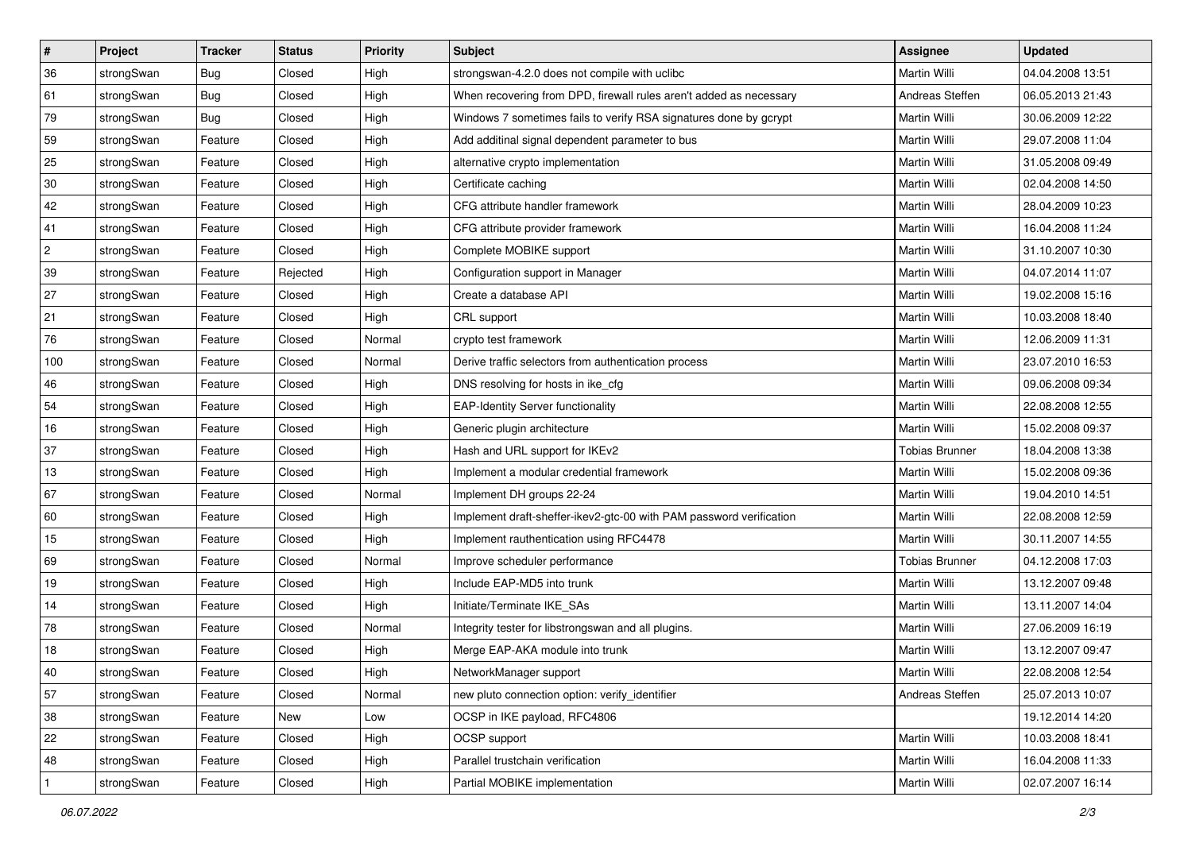| # | Project | Tracker | Status | Priority | Subject | Assignee | Updated |
|---|---|---|---|---|---|---|---|
| 36 | strongSwan | Bug | Closed | High | strongswan-4.2.0 does not compile with uclibc | Martin Willi | 04.04.2008 13:51 |
| 61 | strongSwan | Bug | Closed | High | When recovering from DPD, firewall rules aren't added as necessary | Andreas Steffen | 06.05.2013 21:43 |
| 79 | strongSwan | Bug | Closed | High | Windows 7 sometimes fails to verify RSA signatures done by gcrypt | Martin Willi | 30.06.2009 12:22 |
| 59 | strongSwan | Feature | Closed | High | Add additinal signal dependent parameter to bus | Martin Willi | 29.07.2008 11:04 |
| 25 | strongSwan | Feature | Closed | High | alternative crypto implementation | Martin Willi | 31.05.2008 09:49 |
| 30 | strongSwan | Feature | Closed | High | Certificate caching | Martin Willi | 02.04.2008 14:50 |
| 42 | strongSwan | Feature | Closed | High | CFG attribute handler framework | Martin Willi | 28.04.2009 10:23 |
| 41 | strongSwan | Feature | Closed | High | CFG attribute provider framework | Martin Willi | 16.04.2008 11:24 |
| 2 | strongSwan | Feature | Closed | High | Complete MOBIKE support | Martin Willi | 31.10.2007 10:30 |
| 39 | strongSwan | Feature | Rejected | High | Configuration support in Manager | Martin Willi | 04.07.2014 11:07 |
| 27 | strongSwan | Feature | Closed | High | Create a database API | Martin Willi | 19.02.2008 15:16 |
| 21 | strongSwan | Feature | Closed | High | CRL support | Martin Willi | 10.03.2008 18:40 |
| 76 | strongSwan | Feature | Closed | Normal | crypto test framework | Martin Willi | 12.06.2009 11:31 |
| 100 | strongSwan | Feature | Closed | Normal | Derive traffic selectors from authentication process | Martin Willi | 23.07.2010 16:53 |
| 46 | strongSwan | Feature | Closed | High | DNS resolving for hosts in ike_cfg | Martin Willi | 09.06.2008 09:34 |
| 54 | strongSwan | Feature | Closed | High | EAP-Identity Server functionality | Martin Willi | 22.08.2008 12:55 |
| 16 | strongSwan | Feature | Closed | High | Generic plugin architecture | Martin Willi | 15.02.2008 09:37 |
| 37 | strongSwan | Feature | Closed | High | Hash and URL support for IKEv2 | Tobias Brunner | 18.04.2008 13:38 |
| 13 | strongSwan | Feature | Closed | High | Implement a modular credential framework | Martin Willi | 15.02.2008 09:36 |
| 67 | strongSwan | Feature | Closed | Normal | Implement DH groups 22-24 | Martin Willi | 19.04.2010 14:51 |
| 60 | strongSwan | Feature | Closed | High | Implement draft-sheffer-ikev2-gtc-00 with PAM password verification | Martin Willi | 22.08.2008 12:59 |
| 15 | strongSwan | Feature | Closed | High | Implement rauthentication using RFC4478 | Martin Willi | 30.11.2007 14:55 |
| 69 | strongSwan | Feature | Closed | Normal | Improve scheduler performance | Tobias Brunner | 04.12.2008 17:03 |
| 19 | strongSwan | Feature | Closed | High | Include EAP-MD5 into trunk | Martin Willi | 13.12.2007 09:48 |
| 14 | strongSwan | Feature | Closed | High | Initiate/Terminate IKE_SAs | Martin Willi | 13.11.2007 14:04 |
| 78 | strongSwan | Feature | Closed | Normal | Integrity tester for libstrongswan and all plugins. | Martin Willi | 27.06.2009 16:19 |
| 18 | strongSwan | Feature | Closed | High | Merge EAP-AKA module into trunk | Martin Willi | 13.12.2007 09:47 |
| 40 | strongSwan | Feature | Closed | High | NetworkManager support | Martin Willi | 22.08.2008 12:54 |
| 57 | strongSwan | Feature | Closed | Normal | new pluto connection option: verify_identifier | Andreas Steffen | 25.07.2013 10:07 |
| 38 | strongSwan | Feature | New | Low | OCSP in IKE payload, RFC4806 | | 19.12.2014 14:20 |
| 22 | strongSwan | Feature | Closed | High | OCSP support | Martin Willi | 10.03.2008 18:41 |
| 48 | strongSwan | Feature | Closed | High | Parallel trustchain verification | Martin Willi | 16.04.2008 11:33 |
| 1 | strongSwan | Feature | Closed | High | Partial MOBIKE implementation | Martin Willi | 02.07.2007 16:14 |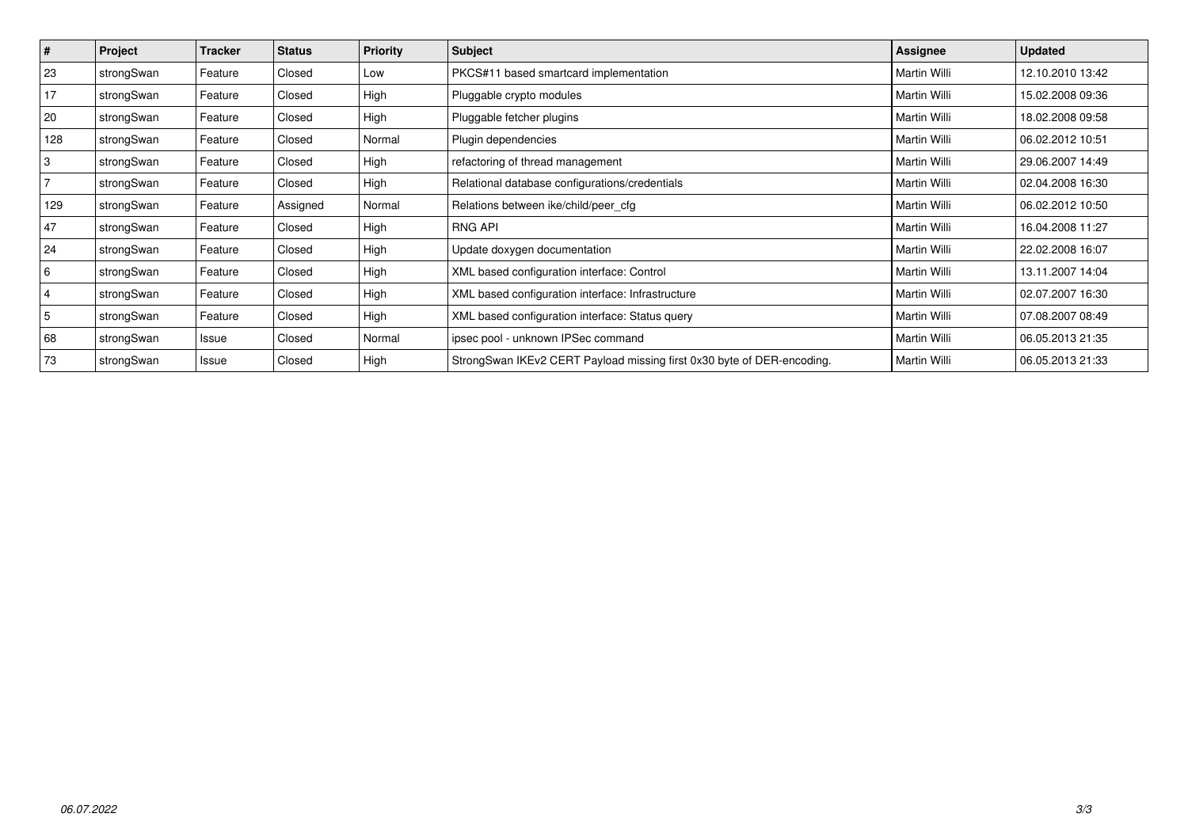| # | Project | Tracker | Status | Priority | Subject | Assignee | Updated |
|---|---|---|---|---|---|---|---|
| 23 | strongSwan | Feature | Closed | Low | PKCS#11 based smartcard implementation | Martin Willi | 12.10.2010 13:42 |
| 17 | strongSwan | Feature | Closed | High | Pluggable crypto modules | Martin Willi | 15.02.2008 09:36 |
| 20 | strongSwan | Feature | Closed | High | Pluggable fetcher plugins | Martin Willi | 18.02.2008 09:58 |
| 128 | strongSwan | Feature | Closed | Normal | Plugin dependencies | Martin Willi | 06.02.2012 10:51 |
| 3 | strongSwan | Feature | Closed | High | refactoring of thread management | Martin Willi | 29.06.2007 14:49 |
| 7 | strongSwan | Feature | Closed | High | Relational database configurations/credentials | Martin Willi | 02.04.2008 16:30 |
| 129 | strongSwan | Feature | Assigned | Normal | Relations between ike/child/peer_cfg | Martin Willi | 06.02.2012 10:50 |
| 47 | strongSwan | Feature | Closed | High | RNG API | Martin Willi | 16.04.2008 11:27 |
| 24 | strongSwan | Feature | Closed | High | Update doxygen documentation | Martin Willi | 22.02.2008 16:07 |
| 6 | strongSwan | Feature | Closed | High | XML based configuration interface: Control | Martin Willi | 13.11.2007 14:04 |
| 4 | strongSwan | Feature | Closed | High | XML based configuration interface: Infrastructure | Martin Willi | 02.07.2007 16:30 |
| 5 | strongSwan | Feature | Closed | High | XML based configuration interface: Status query | Martin Willi | 07.08.2007 08:49 |
| 68 | strongSwan | Issue | Closed | Normal | ipsec pool - unknown IPSec command | Martin Willi | 06.05.2013 21:35 |
| 73 | strongSwan | Issue | Closed | High | StrongSwan IKEv2 CERT Payload missing first 0x30 byte of DER-encoding. | Martin Willi | 06.05.2013 21:33 |

*06.07.2022*